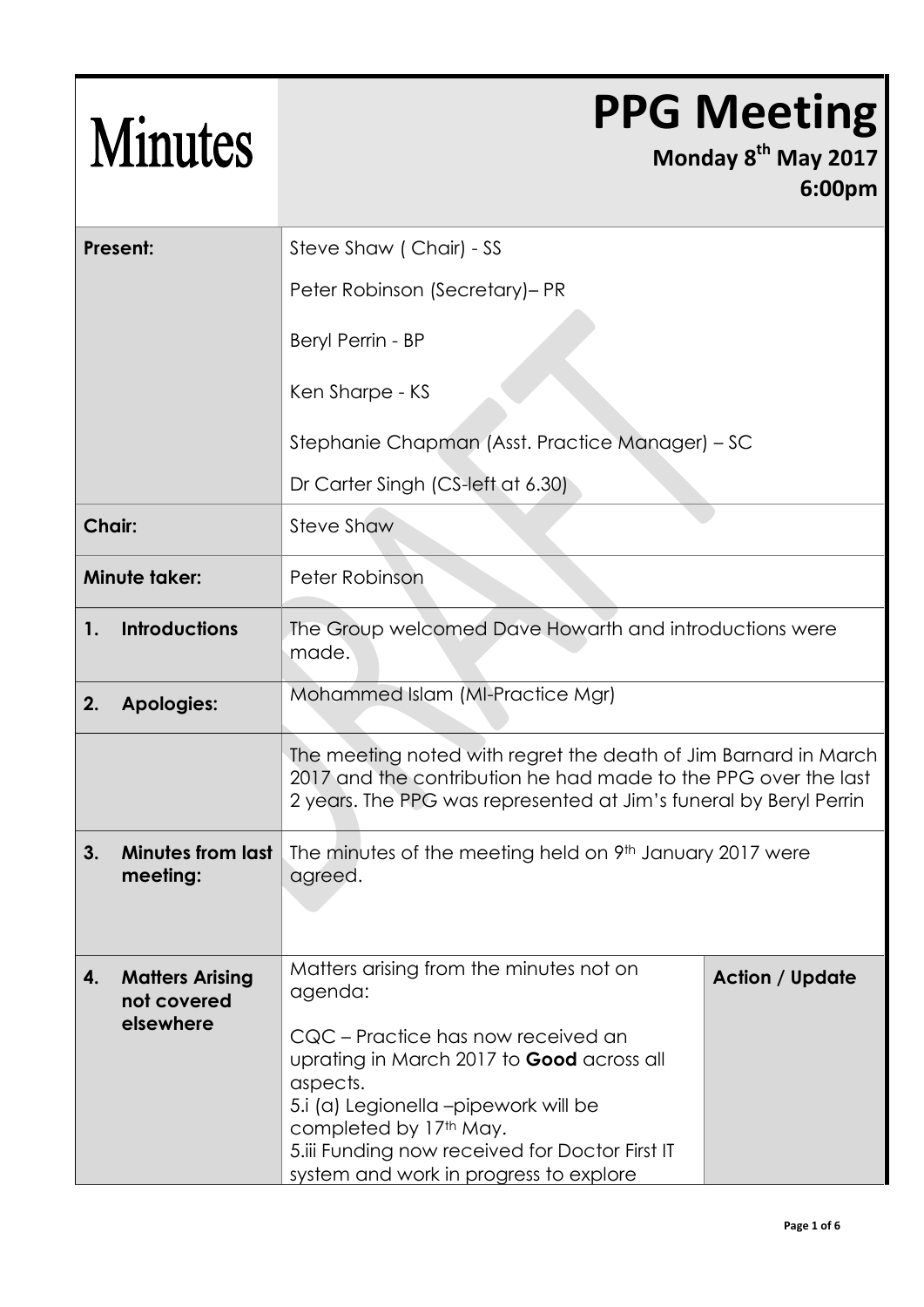# Minutes

# PPG Meeting

**Monday 8th May 2017**
**6:00pm**

| | | |
|---|---|---|
| **Present:** | Steve Shaw ( Chair) - SS<br><br>Peter Robinson (Secretary)– PR<br><br>Beryl Perrin - BP<br><br>Ken Sharpe - KS<br><br>Stephanie Chapman (Asst. Practice Manager) – SC<br><br>Dr Carter Singh (CS-left at 6.30) | |
| **Chair:** | Steve Shaw | |
| **Minute taker:** | Peter Robinson | |
| **1. Introductions** | The Group welcomed Dave Howarth and introductions were made. | |
| **2. Apologies:** | Mohammed Islam (MI-Practice Mgr) | |
| | The meeting noted with regret the death of Jim Barnard in March 2017 and the contribution he had made to the PPG over the last 2 years. The PPG was represented at Jim's funeral by Beryl Perrin | |
| **3. Minutes from last meeting:** | The minutes of the meeting held on 9th January 2017 were agreed. | |
| **4. Matters Arising not covered elsewhere** | Matters arising from the minutes not on agenda:<br><br>CQC – Practice has now received an uprating in March 2017 to **Good** across all aspects.<br>5.i (a) Legionella –pipework will be completed by 17th May.<br>5.iii Funding now received for Doctor First IT system and work in progress to explore | **Action / Update** |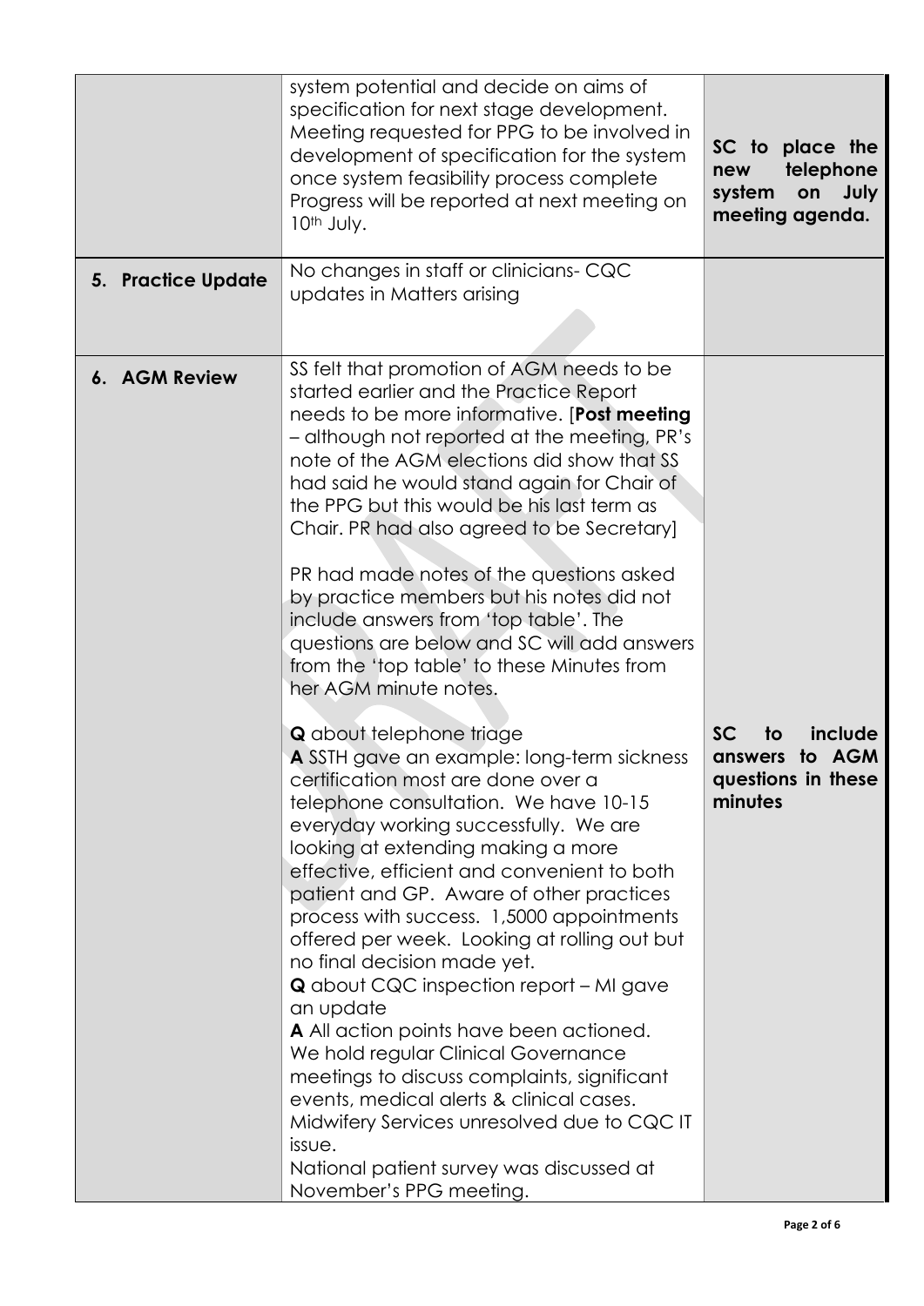| | | |
|---|---|---|
| | system potential and decide on aims of specification for next stage development. Meeting requested for PPG to be involved in development of specification for the system once system feasibility process complete Progress will be reported at next meeting on 10th July. | **SC to place the new telephone system on July meeting agenda.** |
| **5. Practice Update** | No changes in staff or clinicians- CQC updates in Matters arising | |
| **6. AGM Review** | SS felt that promotion of AGM needs to be started earlier and the Practice Report needs to be more informative. [**Post meeting** – although not reported at the meeting, PR's note of the AGM elections did show that SS had said he would stand again for Chair of the PPG but this would be his last term as Chair. PR had also agreed to be Secretary]<br><br>PR had made notes of the questions asked by practice members but his notes did not include answers from 'top table'. The questions are below and SC will add answers from the 'top table' to these Minutes from her AGM minute notes.<br><br>**Q** about telephone triage<br>**A** SSTH gave an example: long-term sickness certification most are done over a telephone consultation. We have 10-15 everyday working successfully. We are looking at extending making a more effective, efficient and convenient to both patient and GP. Aware of other practices process with success. 1,5000 appointments offered per week. Looking at rolling out but no final decision made yet.<br>**Q** about CQC inspection report – MI gave an update<br>**A** All action points have been actioned. We hold regular Clinical Governance meetings to discuss complaints, significant events, medical alerts & clinical cases. Midwifery Services unresolved due to CQC IT issue.<br>National patient survey was discussed at November's PPG meeting. | **SC to include answers to AGM questions in these minutes** |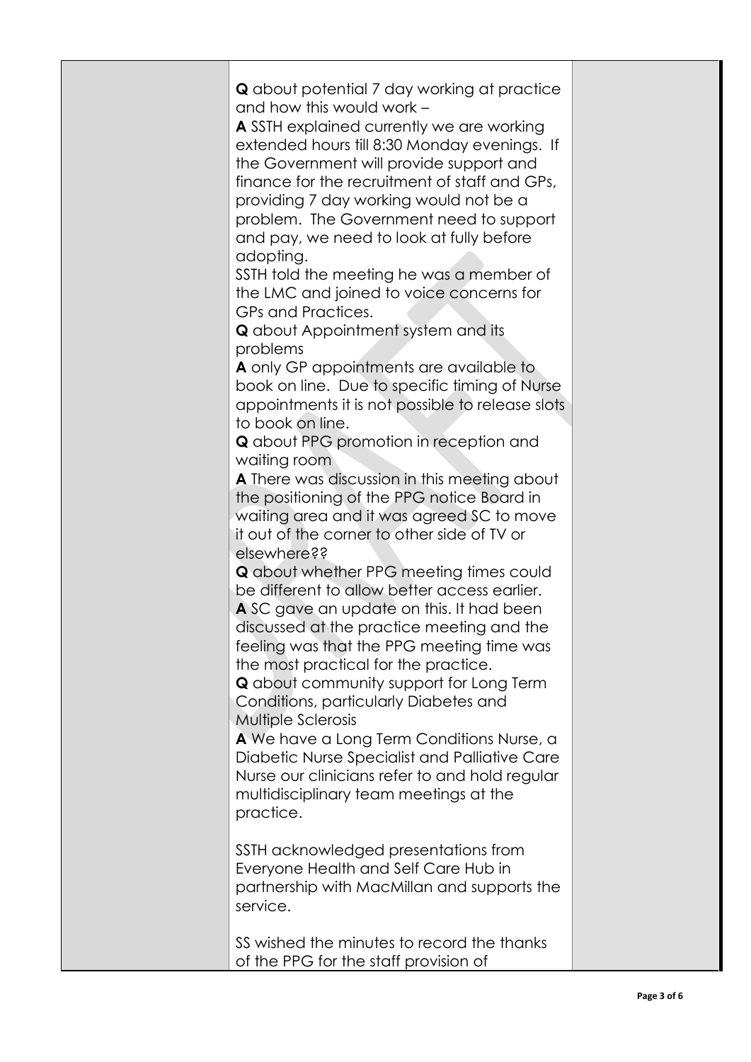| | | |
|---|---|---|
| | **Q** about potential 7 day working at practice and how this would work – <br> **A** SSTH explained currently we are working extended hours till 8:30 Monday evenings. If the Government will provide support and finance for the recruitment of staff and GPs, providing 7 day working would not be a problem. The Government need to support and pay, we need to look at fully before adopting. <br> SSTH told the meeting he was a member of the LMC and joined to voice concerns for GPs and Practices. <br> **Q** about Appointment system and its problems <br> **A** only GP appointments are available to book on line. Due to specific timing of Nurse appointments it is not possible to release slots to book on line. <br> **Q** about PPG promotion in reception and waiting room <br> **A** There was discussion in this meeting about the positioning of the PPG notice Board in waiting area and it was agreed SC to move it out of the corner to other side of TV or elsewhere?? <br> **Q** about whether PPG meeting times could be different to allow better access earlier. <br> **A** SC gave an update on this. It had been discussed at the practice meeting and the feeling was that the PPG meeting time was the most practical for the practice. <br> **Q** about community support for Long Term Conditions, particularly Diabetes and Multiple Sclerosis <br> **A** We have a Long Term Conditions Nurse, a Diabetic Nurse Specialist and Palliative Care Nurse our clinicians refer to and hold regular multidisciplinary team meetings at the practice. <br><br> SSTH acknowledged presentations from Everyone Health and Self Care Hub in partnership with MacMillan and supports the service. <br><br> SS wished the minutes to record the thanks of the PPG for the staff provision of | |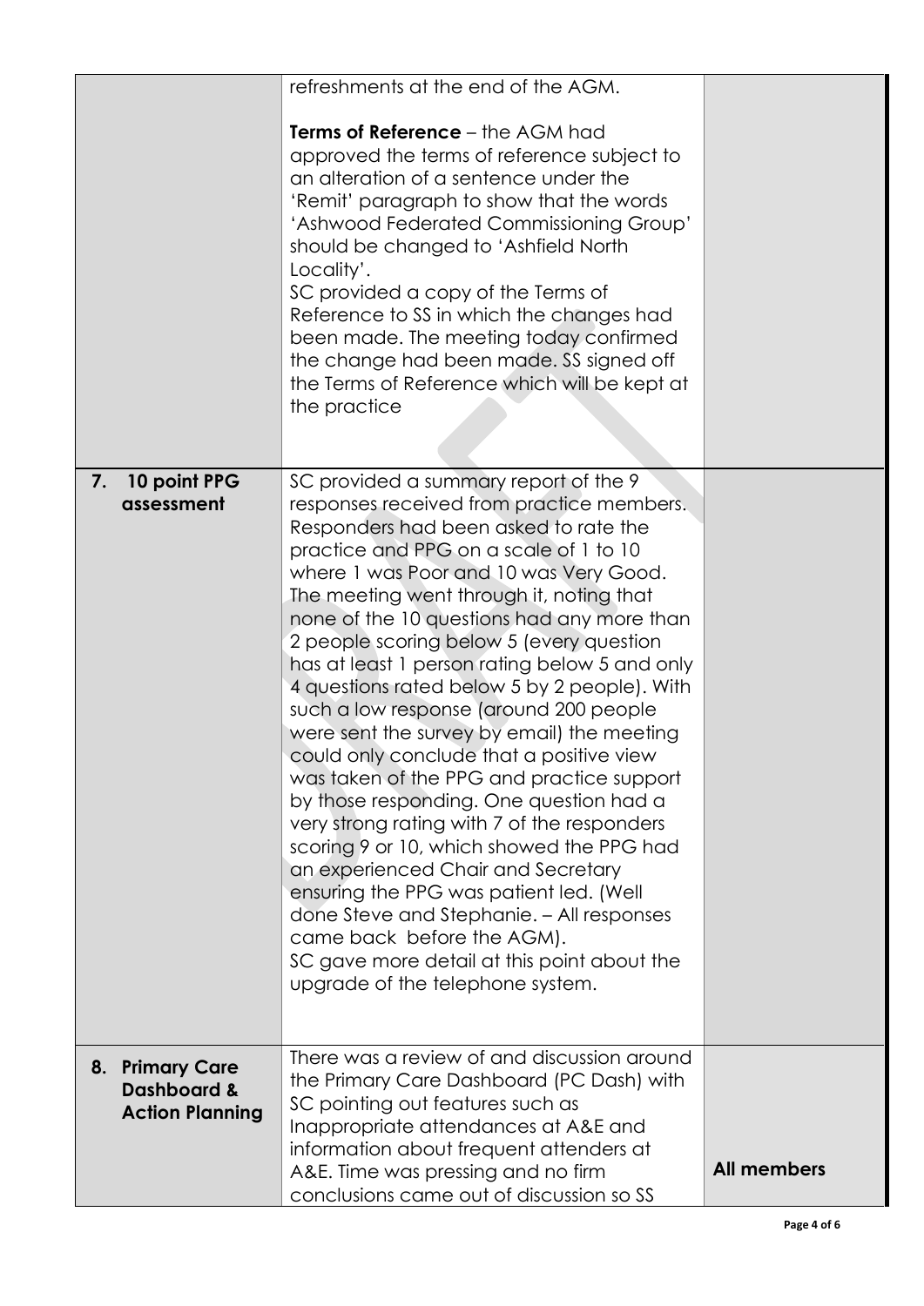| | | |
|---|---|---|
| | refreshments at the end of the AGM.<br><br>**Terms of Reference** – the AGM had approved the terms of reference subject to an alteration of a sentence under the 'Remit' paragraph to show that the words 'Ashwood Federated Commissioning Group' should be changed to 'Ashfield North Locality'.<br>SC provided a copy of the Terms of Reference to SS in which the changes had been made. The meeting today confirmed the change had been made. SS signed off the Terms of Reference which will be kept at the practice | |
| **7. 10 point PPG assessment** | SC provided a summary report of the 9 responses received from practice members. Responders had been asked to rate the practice and PPG on a scale of 1 to 10 where 1 was Poor and 10 was Very Good. The meeting went through it, noting that none of the 10 questions had any more than 2 people scoring below 5 (every question has at least 1 person rating below 5 and only 4 questions rated below 5 by 2 people). With such a low response (around 200 people were sent the survey by email) the meeting could only conclude that a positive view was taken of the PPG and practice support by those responding. One question had a very strong rating with 7 of the responders scoring 9 or 10, which showed the PPG had an experienced Chair and Secretary ensuring the PPG was patient led. (Well done Steve and Stephanie. – All responses came back before the AGM).<br>SC gave more detail at this point about the upgrade of the telephone system. | |
| **8. Primary Care Dashboard & Action Planning** | There was a review of and discussion around the Primary Care Dashboard (PC Dash) with SC pointing out features such as Inappropriate attendances at A&E and information about frequent attenders at A&E. Time was pressing and no firm conclusions came out of discussion so SS | **All members** |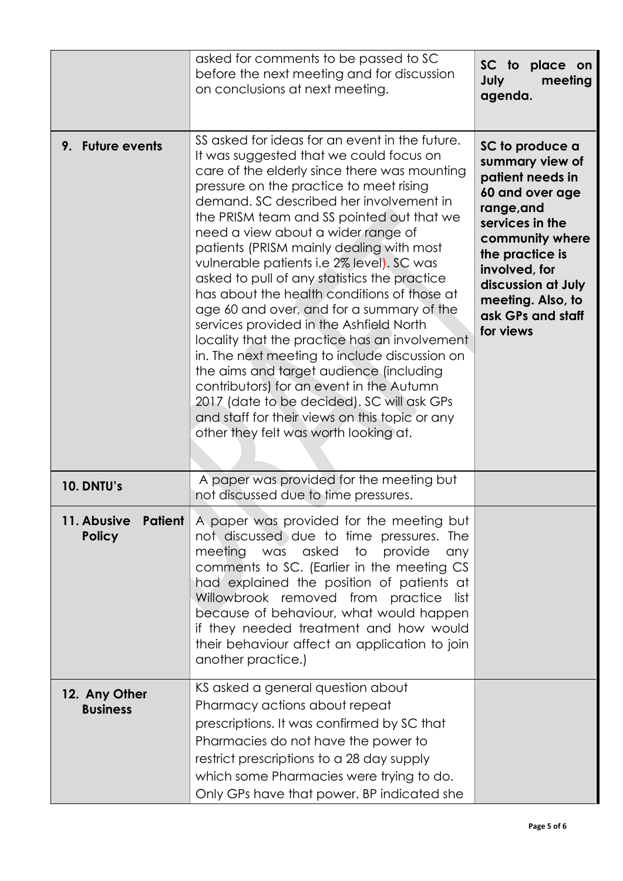| | | |
|---|---|---|
| | asked for comments to be passed to SC before the next meeting and for discussion on conclusions at next meeting. | **SC to place on July meeting agenda.** |
| **9. Future events** | SS asked for ideas for an event in the future. It was suggested that we could focus on care of the elderly since there was mounting pressure on the practice to meet rising demand. SC described her involvement in the PRISM team and SS pointed out that we need a view about a wider range of patients (PRISM mainly dealing with most vulnerable patients i.e 2% level). SC was asked to pull of any statistics the practice has about the health conditions of those at age 60 and over, and for a summary of the services provided in the Ashfield North locality that the practice has an involvement in. The next meeting to include discussion on the aims and target audience (including contributors) for an event in the Autumn 2017 (date to be decided). SC will ask GPs and staff for their views on this topic or any other they felt was worth looking at. | **SC to produce a summary view of patient needs in 60 and over age range,and services in the community where the practice is involved, for discussion at July meeting. Also, to ask GPs and staff for views** |
| **10. DNTU's** | A paper was provided for the meeting but not discussed due to time pressures. | |
| **11. Abusive Patient Policy** | A paper was provided for the meeting but not discussed due to time pressures. The meeting was asked to provide any comments to SC. (Earlier in the meeting CS had explained the position of patients at Willowbrook removed from practice list because of behaviour, what would happen if they needed treatment and how would their behaviour affect an application to join another practice.) | |
| **12. Any Other Business** | KS asked a general question about Pharmacy actions about repeat prescriptions. It was confirmed by SC that Pharmacies do not have the power to restrict prescriptions to a 28 day supply which some Pharmacies were trying to do. Only GPs have that power. BP indicated she | |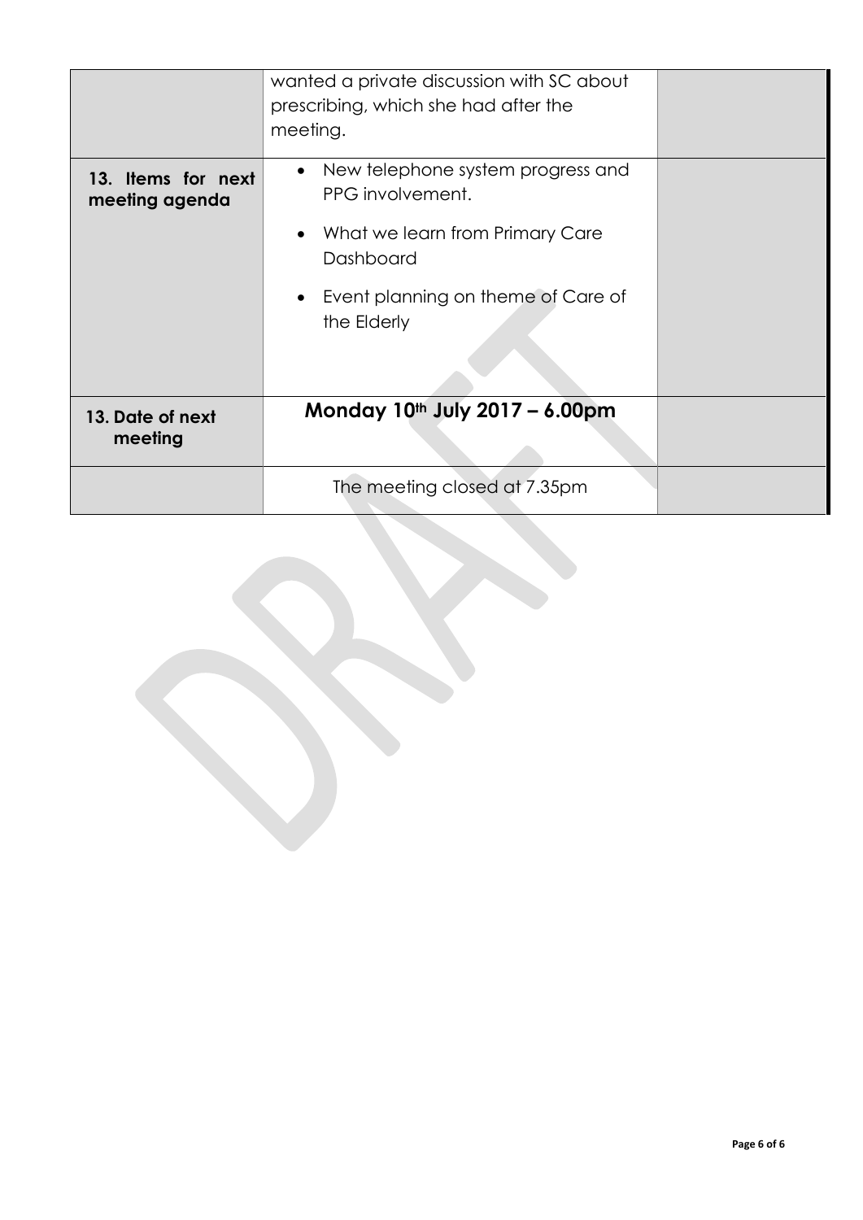| | | |
|---|---|---|
| | wanted a private discussion with SC about prescribing, which she had after the meeting. | |
| **13. Items for next meeting agenda** | • New telephone system progress and PPG involvement.<br>• What we learn from Primary Care Dashboard<br>• Event planning on theme of Care of the Elderly | |
| **13. Date of next meeting** | **Monday 10th July 2017 – 6.00pm** | |
| | The meeting closed at 7.35pm | |

DRAFT